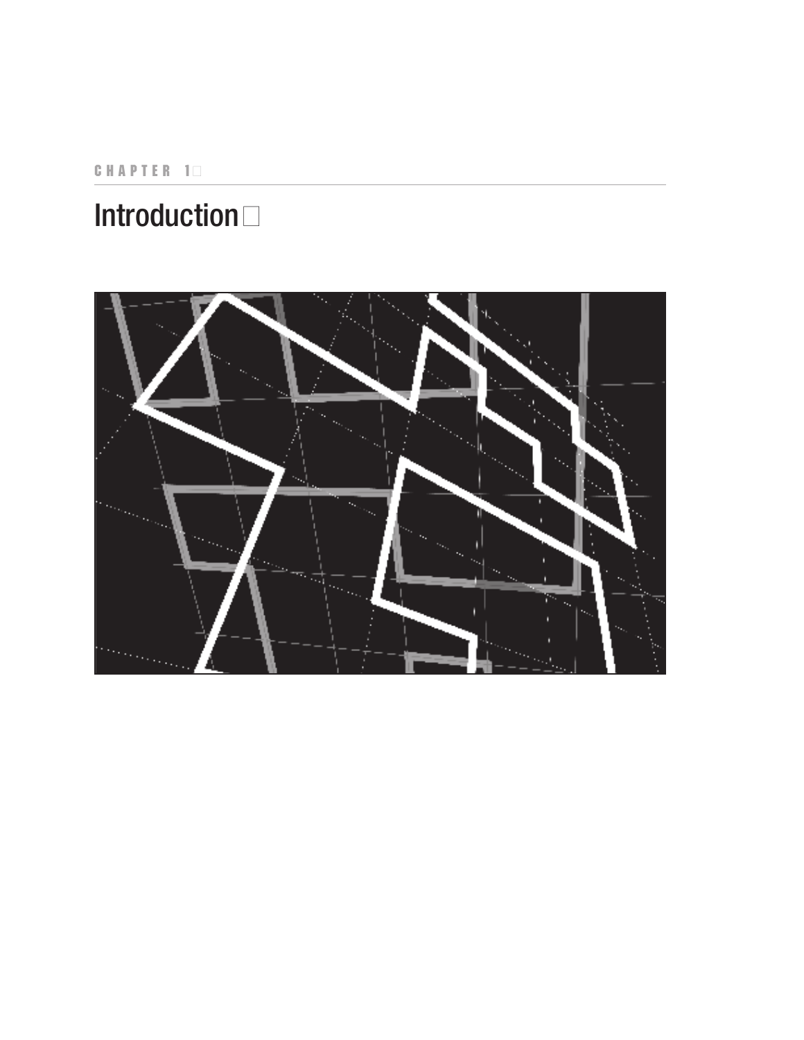CHAPTER 1

# Introduction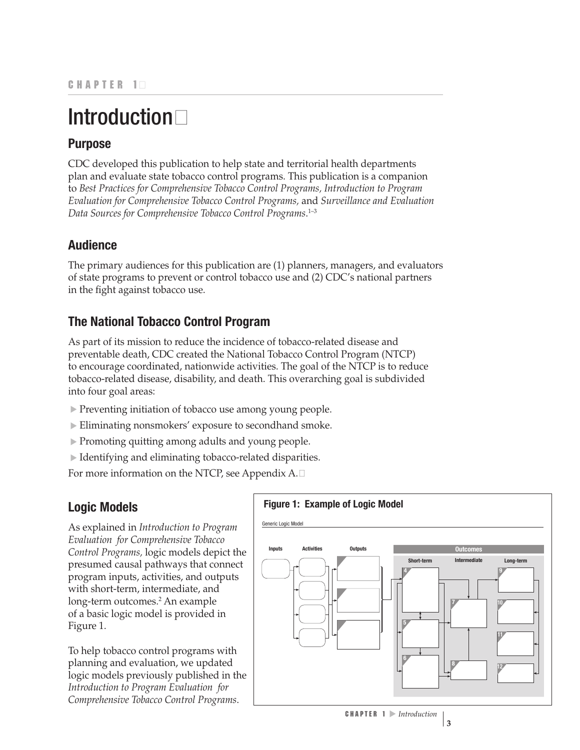CHAPTER 1

# Introduction

## Purpose

CDC developed this publication to help state and territorial health departments plan and evaluate state tobacco control programs. This publication is a companion to *Best Practices for Comprehensive Tobacco Control Programs, Introduction to Program Evaluation for Comprehensive Tobacco Control Programs,* and *Surveillance and Evaluation Data Sources for Comprehensive Tobacco Control Programs*.[1–3]

## Audience

The primary audiences for this publication are (1) planners, managers, and evaluators of state programs to prevent or control tobacco use and (2) CDC's national partners in the fight against tobacco use.

## The National Tobacco Control Program

As part of its mission to reduce the incidence of tobacco-related disease and preventable death, CDC created the National Tobacco Control Program (NTCP) to encourage coordinated, nationwide activities. The goal of the NTCP is to reduce tobacco-related disease, disability, and death. This overarching goal is subdivided into four goal areas:

- Preventing initiation of tobacco use among young people.
- Eliminating nonsmokers' exposure to secondhand smoke.
- Promoting quitting among adults and young people.
- Identifying and eliminating tobacco-related disparities.

For more information on the NTCP, see Appendix A.

## Logic Models

As explained in *Introduction to Program Evaluation for Comprehensive Tobacco Control Programs,* logic models depict the presumed causal pathways that connect program inputs, activities, and outputs with short-term, intermediate, and long-term outcomes.[2] An example of a basic logic model is provided in Figure 1.

To help tobacco control programs with planning and evaluation, we updated logic models previously published in the *Introduction to Program Evaluation for Comprehensive Tobacco Control Programs*.

**Figure 1: Example of Logic Model**

Generic Logic Model

Inputs | Activities | Outputs | Outcomes: Short-term, Intermediate, Long-term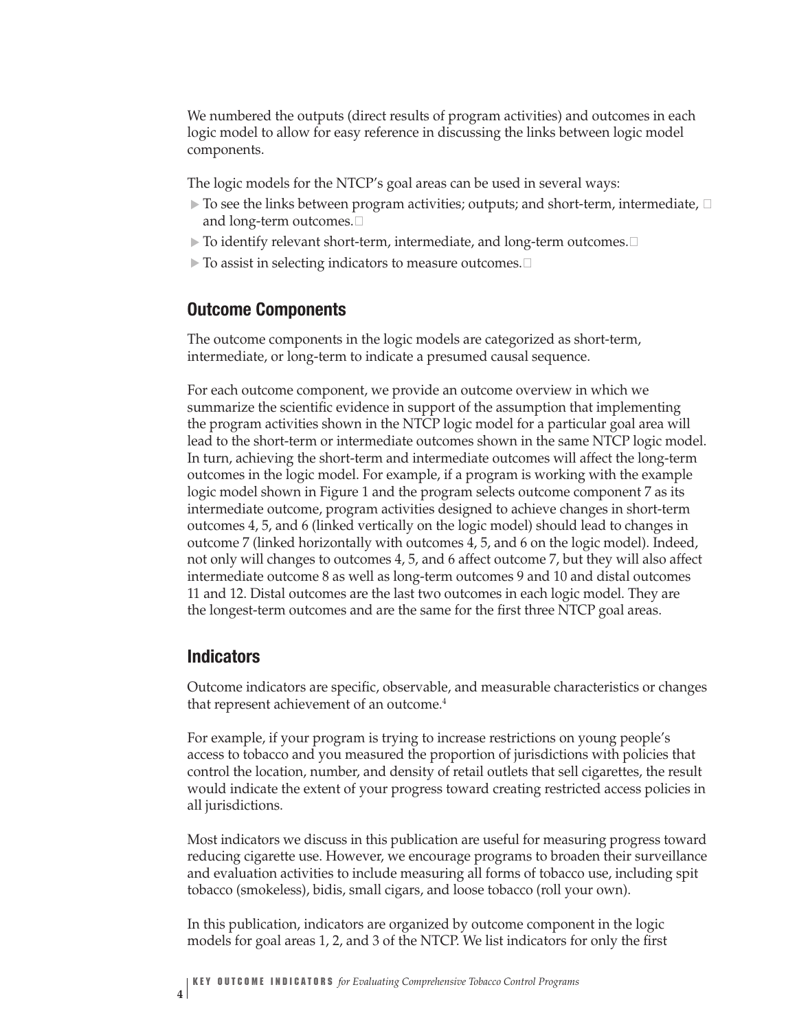We numbered the outputs (direct results of program activities) and outcomes in each logic model to allow for easy reference in discussing the links between logic model components.

The logic models for the NTCP's goal areas can be used in several ways:

- To see the links between program activities; outputs; and short-term, intermediate, and long-term outcomes.
- To identify relevant short-term, intermediate, and long-term outcomes.
- To assist in selecting indicators to measure outcomes.

## Outcome Components

The outcome components in the logic models are categorized as short-term, intermediate, or long-term to indicate a presumed causal sequence.

For each outcome component, we provide an outcome overview in which we summarize the scientific evidence in support of the assumption that implementing the program activities shown in the NTCP logic model for a particular goal area will lead to the short-term or intermediate outcomes shown in the same NTCP logic model. In turn, achieving the short-term and intermediate outcomes will affect the long-term outcomes in the logic model. For example, if a program is working with the example logic model shown in Figure 1 and the program selects outcome component 7 as its intermediate outcome, program activities designed to achieve changes in short-term outcomes 4, 5, and 6 (linked vertically on the logic model) should lead to changes in outcome 7 (linked horizontally with outcomes 4, 5, and 6 on the logic model). Indeed, not only will changes to outcomes 4, 5, and 6 affect outcome 7, but they will also affect intermediate outcome 8 as well as long-term outcomes 9 and 10 and distal outcomes 11 and 12. Distal outcomes are the last two outcomes in each logic model. They are the longest-term outcomes and are the same for the first three NTCP goal areas.

## Indicators

Outcome indicators are specific, observable, and measurable characteristics or changes that represent achievement of an outcome.[4]

For example, if your program is trying to increase restrictions on young people's access to tobacco and you measured the proportion of jurisdictions with policies that control the location, number, and density of retail outlets that sell cigarettes, the result would indicate the extent of your progress toward creating restricted access policies in all jurisdictions.

Most indicators we discuss in this publication are useful for measuring progress toward reducing cigarette use. However, we encourage programs to broaden their surveillance and evaluation activities to include measuring all forms of tobacco use, including spit tobacco (smokeless), bidis, small cigars, and loose tobacco (roll your own).

In this publication, indicators are organized by outcome component in the logic models for goal areas 1, 2, and 3 of the NTCP. We list indicators for only the first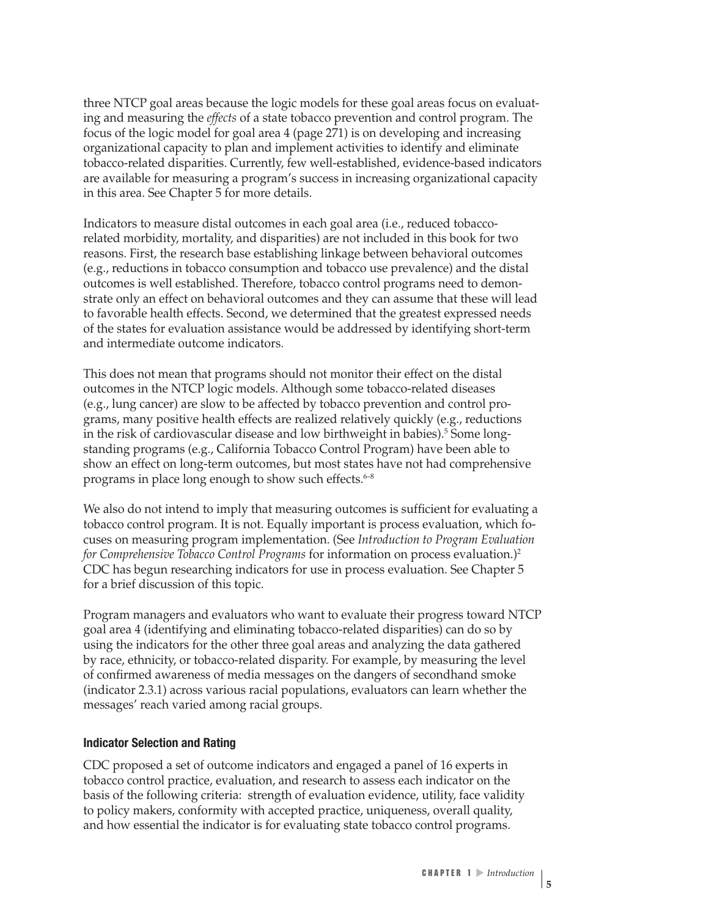three NTCP goal areas because the logic models for these goal areas focus on evaluating and measuring the *effects* of a state tobacco prevention and control program. The focus of the logic model for goal area 4 (page 271) is on developing and increasing organizational capacity to plan and implement activities to identify and eliminate tobacco-related disparities. Currently, few well-established, evidence-based indicators are available for measuring a program's success in increasing organizational capacity in this area. See Chapter 5 for more details.

Indicators to measure distal outcomes in each goal area (i.e., reduced tobacco-related morbidity, mortality, and disparities) are not included in this book for two reasons. First, the research base establishing linkage between behavioral outcomes (e.g., reductions in tobacco consumption and tobacco use prevalence) and the distal outcomes is well established. Therefore, tobacco control programs need to demonstrate only an effect on behavioral outcomes and they can assume that these will lead to favorable health effects. Second, we determined that the greatest expressed needs of the states for evaluation assistance would be addressed by identifying short-term and intermediate outcome indicators.

This does not mean that programs should not monitor their effect on the distal outcomes in the NTCP logic models. Although some tobacco-related diseases (e.g., lung cancer) are slow to be affected by tobacco prevention and control programs, many positive health effects are realized relatively quickly (e.g., reductions in the risk of cardiovascular disease and low birthweight in babies).[5] Some long-standing programs (e.g., California Tobacco Control Program) have been able to show an effect on long-term outcomes, but most states have not had comprehensive programs in place long enough to show such effects.[6–8]

We also do not intend to imply that measuring outcomes is sufficient for evaluating a tobacco control program. It is not. Equally important is process evaluation, which focuses on measuring program implementation. (See *Introduction to Program Evaluation for Comprehensive Tobacco Control Programs* for information on process evaluation.)[2] CDC has begun researching indicators for use in process evaluation. See Chapter 5 for a brief discussion of this topic.

Program managers and evaluators who want to evaluate their progress toward NTCP goal area 4 (identifying and eliminating tobacco-related disparities) can do so by using the indicators for the other three goal areas and analyzing the data gathered by race, ethnicity, or tobacco-related disparity. For example, by measuring the level of confirmed awareness of media messages on the dangers of secondhand smoke (indicator 2.3.1) across various racial populations, evaluators can learn whether the messages' reach varied among racial groups.

### Indicator Selection and Rating

CDC proposed a set of outcome indicators and engaged a panel of 16 experts in tobacco control practice, evaluation, and research to assess each indicator on the basis of the following criteria: strength of evaluation evidence, utility, face validity to policy makers, conformity with accepted practice, uniqueness, overall quality, and how essential the indicator is for evaluating state tobacco control programs.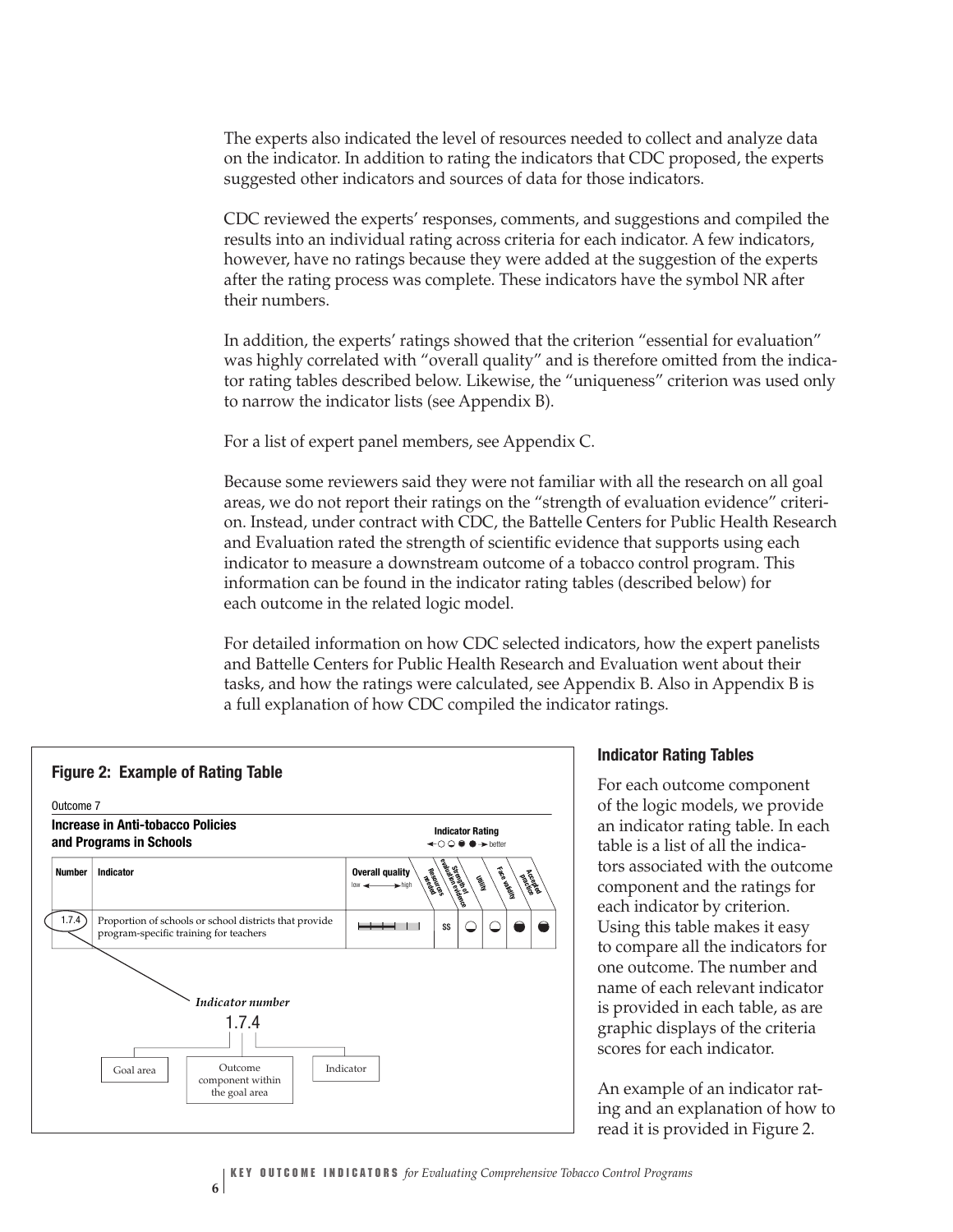The experts also indicated the level of resources needed to collect and analyze data on the indicator. In addition to rating the indicators that CDC proposed, the experts suggested other indicators and sources of data for those indicators.

CDC reviewed the experts' responses, comments, and suggestions and compiled the results into an individual rating across criteria for each indicator. A few indicators, however, have no ratings because they were added at the suggestion of the experts after the rating process was complete. These indicators have the symbol NR after their numbers.

In addition, the experts' ratings showed that the criterion "essential for evaluation" was highly correlated with "overall quality" and is therefore omitted from the indicator rating tables described below. Likewise, the "uniqueness" criterion was used only to narrow the indicator lists (see Appendix B).

For a list of expert panel members, see Appendix C.

Because some reviewers said they were not familiar with all the research on all goal areas, we do not report their ratings on the "strength of evaluation evidence" criterion. Instead, under contract with CDC, the Battelle Centers for Public Health Research and Evaluation rated the strength of scientific evidence that supports using each indicator to measure a downstream outcome of a tobacco control program. This information can be found in the indicator rating tables (described below) for each outcome in the related logic model.

For detailed information on how CDC selected indicators, how the expert panelists and Battelle Centers for Public Health Research and Evaluation went about their tasks, and how the ratings were calculated, see Appendix B. Also in Appendix B is a full explanation of how CDC compiled the indicator ratings.

**Figure 2: Example of Rating Table**

Outcome 7

**Increase in Anti-tobacco Policies and Programs in Schools**

Indicator Rating: ◄ ○ ◒ ◕ ● ► better

| Number | Indicator | Overall quality (low ◄► high) | Resources needed | Strength of evaluation evidence | Utility | Face validity | Accepted practice |
|---|---|---|---|---|---|---|---|
| 1.7.4 | Proportion of schools or school districts that provide program-specific training for teachers | | $$ | ◒ | ◒ | ◕ | ◕ |

*Indicator number*

1.7.4 — Goal area / Outcome component within the goal area / Indicator

### Indicator Rating Tables

For each outcome component of the logic models, we provide an indicator rating table. In each table is a list of all the indicators associated with the outcome component and the ratings for each indicator by criterion. Using this table makes it easy to compare all the indicators for one outcome. The number and name of each relevant indicator is provided in each table, as are graphic displays of the criteria scores for each indicator.

An example of an indicator rating and an explanation of how to read it is provided in Figure 2.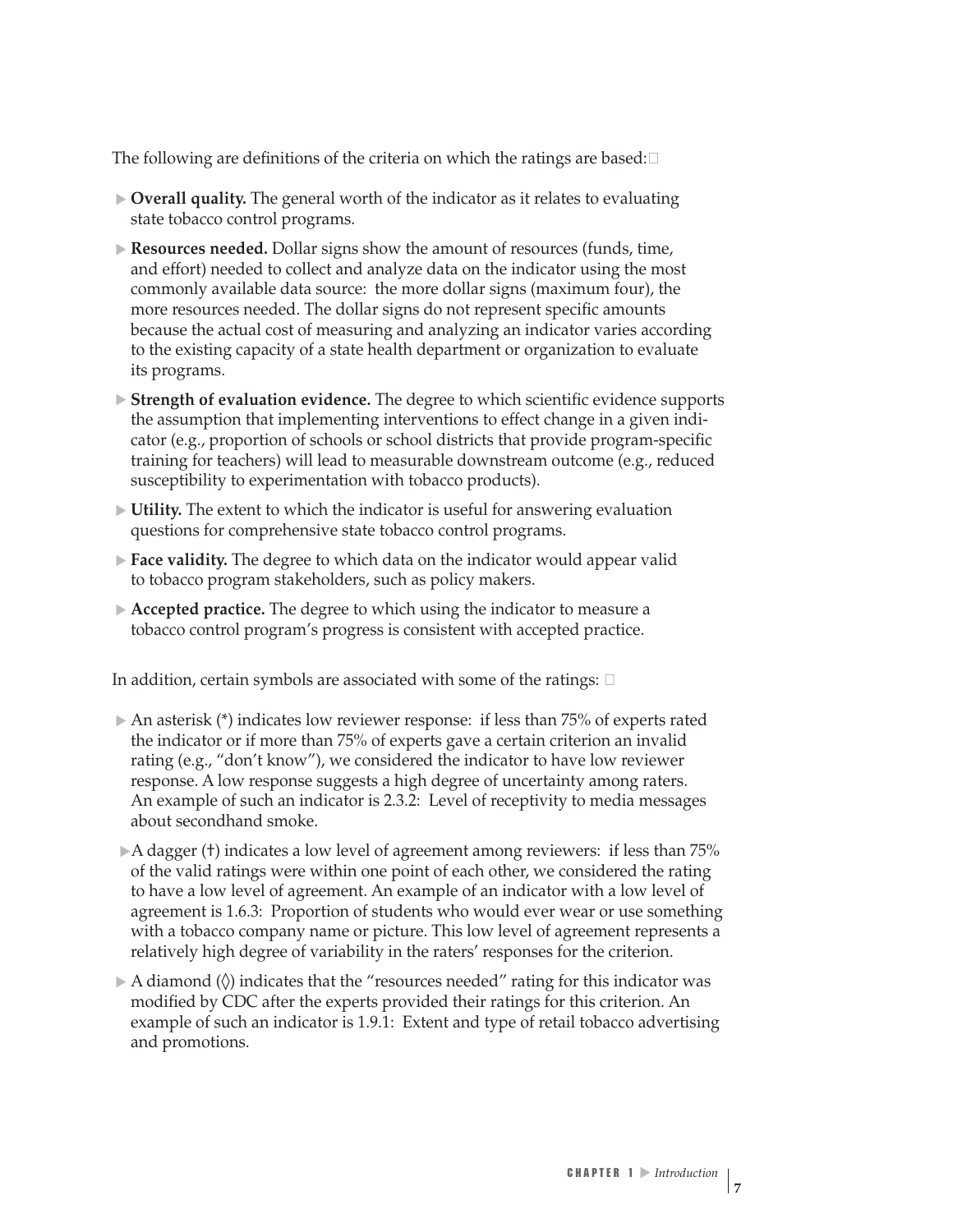The following are definitions of the criteria on which the ratings are based:

- **Overall quality.** The general worth of the indicator as it relates to evaluating state tobacco control programs.
- **Resources needed.** Dollar signs show the amount of resources (funds, time, and effort) needed to collect and analyze data on the indicator using the most commonly available data source: the more dollar signs (maximum four), the more resources needed. The dollar signs do not represent specific amounts because the actual cost of measuring and analyzing an indicator varies according to the existing capacity of a state health department or organization to evaluate its programs.
- **Strength of evaluation evidence.** The degree to which scientific evidence supports the assumption that implementing interventions to effect change in a given indicator (e.g., proportion of schools or school districts that provide program-specific training for teachers) will lead to measurable downstream outcome (e.g., reduced susceptibility to experimentation with tobacco products).
- **Utility.** The extent to which the indicator is useful for answering evaluation questions for comprehensive state tobacco control programs.
- **Face validity.** The degree to which data on the indicator would appear valid to tobacco program stakeholders, such as policy makers.
- **Accepted practice.** The degree to which using the indicator to measure a tobacco control program's progress is consistent with accepted practice.

In addition, certain symbols are associated with some of the ratings:

- An asterisk (*) indicates low reviewer response: if less than 75% of experts rated the indicator or if more than 75% of experts gave a certain criterion an invalid rating (e.g., "don't know"), we considered the indicator to have low reviewer response. A low response suggests a high degree of uncertainty among raters. An example of such an indicator is 2.3.2: Level of receptivity to media messages about secondhand smoke.
- A dagger (†) indicates a low level of agreement among reviewers: if less than 75% of the valid ratings were within one point of each other, we considered the rating to have a low level of agreement. An example of an indicator with a low level of agreement is 1.6.3: Proportion of students who would ever wear or use something with a tobacco company name or picture. This low level of agreement represents a relatively high degree of variability in the raters' responses for the criterion.
- A diamond (◊) indicates that the "resources needed" rating for this indicator was modified by CDC after the experts provided their ratings for this criterion. An example of such an indicator is 1.9.1: Extent and type of retail tobacco advertising and promotions.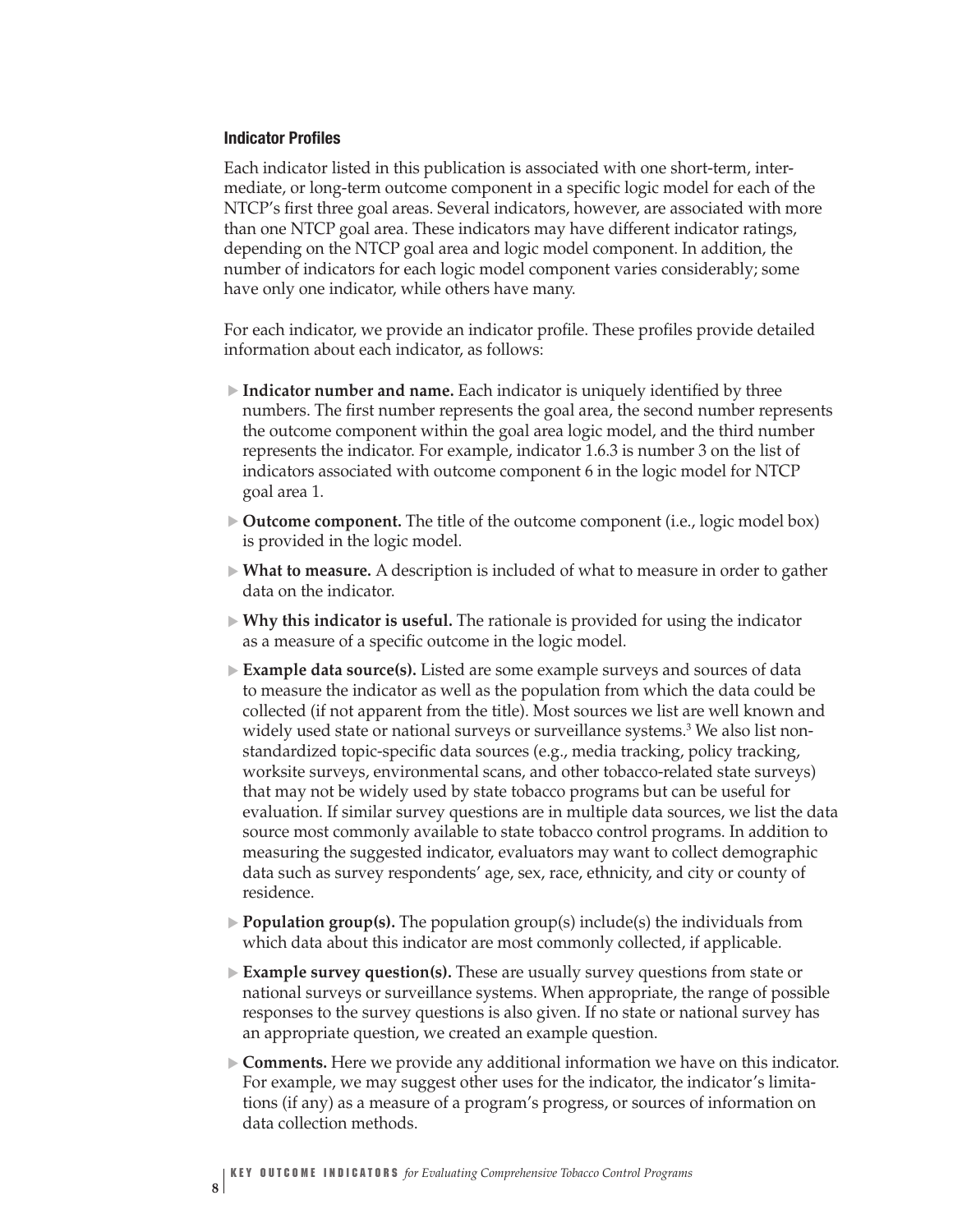### Indicator Profiles

Each indicator listed in this publication is associated with one short-term, intermediate, or long-term outcome component in a specific logic model for each of the NTCP's first three goal areas. Several indicators, however, are associated with more than one NTCP goal area. These indicators may have different indicator ratings, depending on the NTCP goal area and logic model component. In addition, the number of indicators for each logic model component varies considerably; some have only one indicator, while others have many.

For each indicator, we provide an indicator profile. These profiles provide detailed information about each indicator, as follows:

- **Indicator number and name.** Each indicator is uniquely identified by three numbers. The first number represents the goal area, the second number represents the outcome component within the goal area logic model, and the third number represents the indicator. For example, indicator 1.6.3 is number 3 on the list of indicators associated with outcome component 6 in the logic model for NTCP goal area 1.
- **Outcome component.** The title of the outcome component (i.e., logic model box) is provided in the logic model.
- **What to measure.** A description is included of what to measure in order to gather data on the indicator.
- **Why this indicator is useful.** The rationale is provided for using the indicator as a measure of a specific outcome in the logic model.
- **Example data source(s).** Listed are some example surveys and sources of data to measure the indicator as well as the population from which the data could be collected (if not apparent from the title). Most sources we list are well known and widely used state or national surveys or surveillance systems.[3] We also list non-standardized topic-specific data sources (e.g., media tracking, policy tracking, worksite surveys, environmental scans, and other tobacco-related state surveys) that may not be widely used by state tobacco programs but can be useful for evaluation. If similar survey questions are in multiple data sources, we list the data source most commonly available to state tobacco control programs. In addition to measuring the suggested indicator, evaluators may want to collect demographic data such as survey respondents' age, sex, race, ethnicity, and city or county of residence.
- **Population group(s).** The population group(s) include(s) the individuals from which data about this indicator are most commonly collected, if applicable.
- **Example survey question(s).** These are usually survey questions from state or national surveys or surveillance systems. When appropriate, the range of possible responses to the survey questions is also given. If no state or national survey has an appropriate question, we created an example question.
- **Comments.** Here we provide any additional information we have on this indicator. For example, we may suggest other uses for the indicator, the indicator's limitations (if any) as a measure of a program's progress, or sources of information on data collection methods.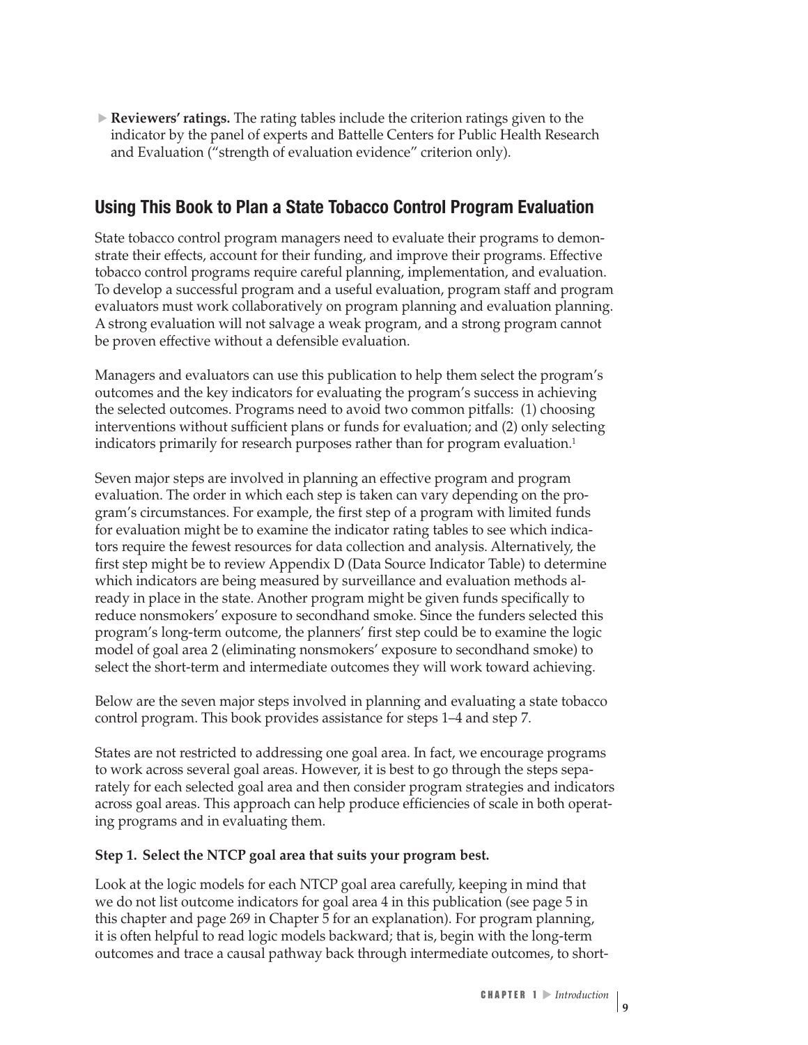- **Reviewers' ratings.** The rating tables include the criterion ratings given to the indicator by the panel of experts and Battelle Centers for Public Health Research and Evaluation ("strength of evaluation evidence" criterion only).

## Using This Book to Plan a State Tobacco Control Program Evaluation

State tobacco control program managers need to evaluate their programs to demonstrate their effects, account for their funding, and improve their programs. Effective tobacco control programs require careful planning, implementation, and evaluation. To develop a successful program and a useful evaluation, program staff and program evaluators must work collaboratively on program planning and evaluation planning. A strong evaluation will not salvage a weak program, and a strong program cannot be proven effective without a defensible evaluation.

Managers and evaluators can use this publication to help them select the program's outcomes and the key indicators for evaluating the program's success in achieving the selected outcomes. Programs need to avoid two common pitfalls: (1) choosing interventions without sufficient plans or funds for evaluation; and (2) only selecting indicators primarily for research purposes rather than for program evaluation.[1]

Seven major steps are involved in planning an effective program and program evaluation. The order in which each step is taken can vary depending on the program's circumstances. For example, the first step of a program with limited funds for evaluation might be to examine the indicator rating tables to see which indicators require the fewest resources for data collection and analysis. Alternatively, the first step might be to review Appendix D (Data Source Indicator Table) to determine which indicators are being measured by surveillance and evaluation methods already in place in the state. Another program might be given funds specifically to reduce nonsmokers' exposure to secondhand smoke. Since the funders selected this program's long-term outcome, the planners' first step could be to examine the logic model of goal area 2 (eliminating nonsmokers' exposure to secondhand smoke) to select the short-term and intermediate outcomes they will work toward achieving.

Below are the seven major steps involved in planning and evaluating a state tobacco control program. This book provides assistance for steps 1–4 and step 7.

States are not restricted to addressing one goal area. In fact, we encourage programs to work across several goal areas. However, it is best to go through the steps separately for each selected goal area and then consider program strategies and indicators across goal areas. This approach can help produce efficiencies of scale in both operating programs and in evaluating them.

**Step 1. Select the NTCP goal area that suits your program best.**

Look at the logic models for each NTCP goal area carefully, keeping in mind that we do not list outcome indicators for goal area 4 in this publication (see page 5 in this chapter and page 269 in Chapter 5 for an explanation). For program planning, it is often helpful to read logic models backward; that is, begin with the long-term outcomes and trace a causal pathway back through intermediate outcomes, to short-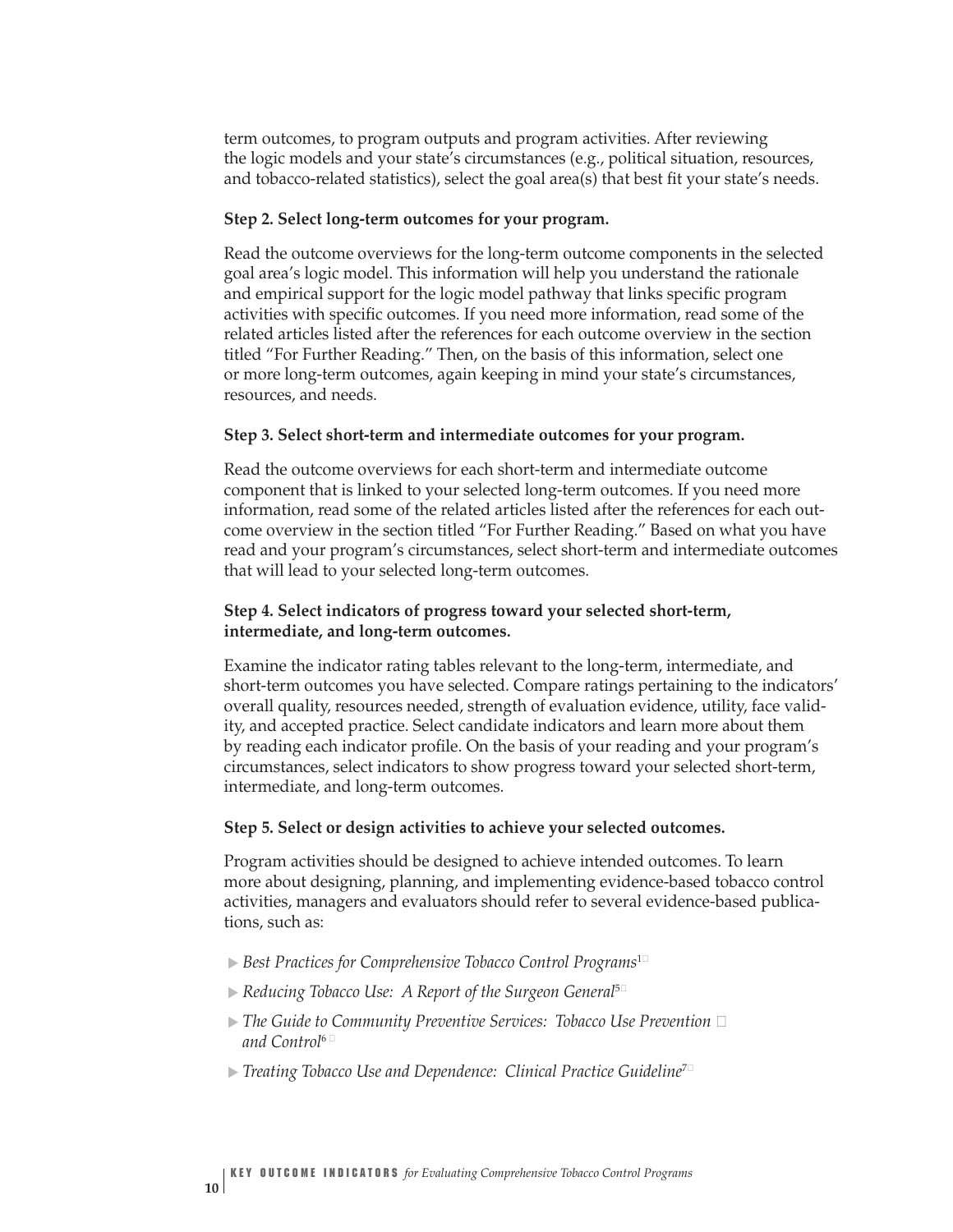term outcomes, to program outputs and program activities. After reviewing the logic models and your state's circumstances (e.g., political situation, resources, and tobacco-related statistics), select the goal area(s) that best fit your state's needs.

**Step 2. Select long-term outcomes for your program.**

Read the outcome overviews for the long-term outcome components in the selected goal area's logic model. This information will help you understand the rationale and empirical support for the logic model pathway that links specific program activities with specific outcomes. If you need more information, read some of the related articles listed after the references for each outcome overview in the section titled "For Further Reading." Then, on the basis of this information, select one or more long-term outcomes, again keeping in mind your state's circumstances, resources, and needs.

**Step 3. Select short-term and intermediate outcomes for your program.**

Read the outcome overviews for each short-term and intermediate outcome component that is linked to your selected long-term outcomes. If you need more information, read some of the related articles listed after the references for each outcome overview in the section titled "For Further Reading." Based on what you have read and your program's circumstances, select short-term and intermediate outcomes that will lead to your selected long-term outcomes.

**Step 4. Select indicators of progress toward your selected short-term, intermediate, and long-term outcomes.**

Examine the indicator rating tables relevant to the long-term, intermediate, and short-term outcomes you have selected. Compare ratings pertaining to the indicators' overall quality, resources needed, strength of evaluation evidence, utility, face validity, and accepted practice. Select candidate indicators and learn more about them by reading each indicator profile. On the basis of your reading and your program's circumstances, select indicators to show progress toward your selected short-term, intermediate, and long-term outcomes.

**Step 5. Select or design activities to achieve your selected outcomes.**

Program activities should be designed to achieve intended outcomes. To learn more about designing, planning, and implementing evidence-based tobacco control activities, managers and evaluators should refer to several evidence-based publications, such as:

- *Best Practices for Comprehensive Tobacco Control Programs*[1]
- *Reducing Tobacco Use: A Report of the Surgeon General*[5]
- *The Guide to Community Preventive Services: Tobacco Use Prevention and Control*[6]
- *Treating Tobacco Use and Dependence: Clinical Practice Guideline*[7]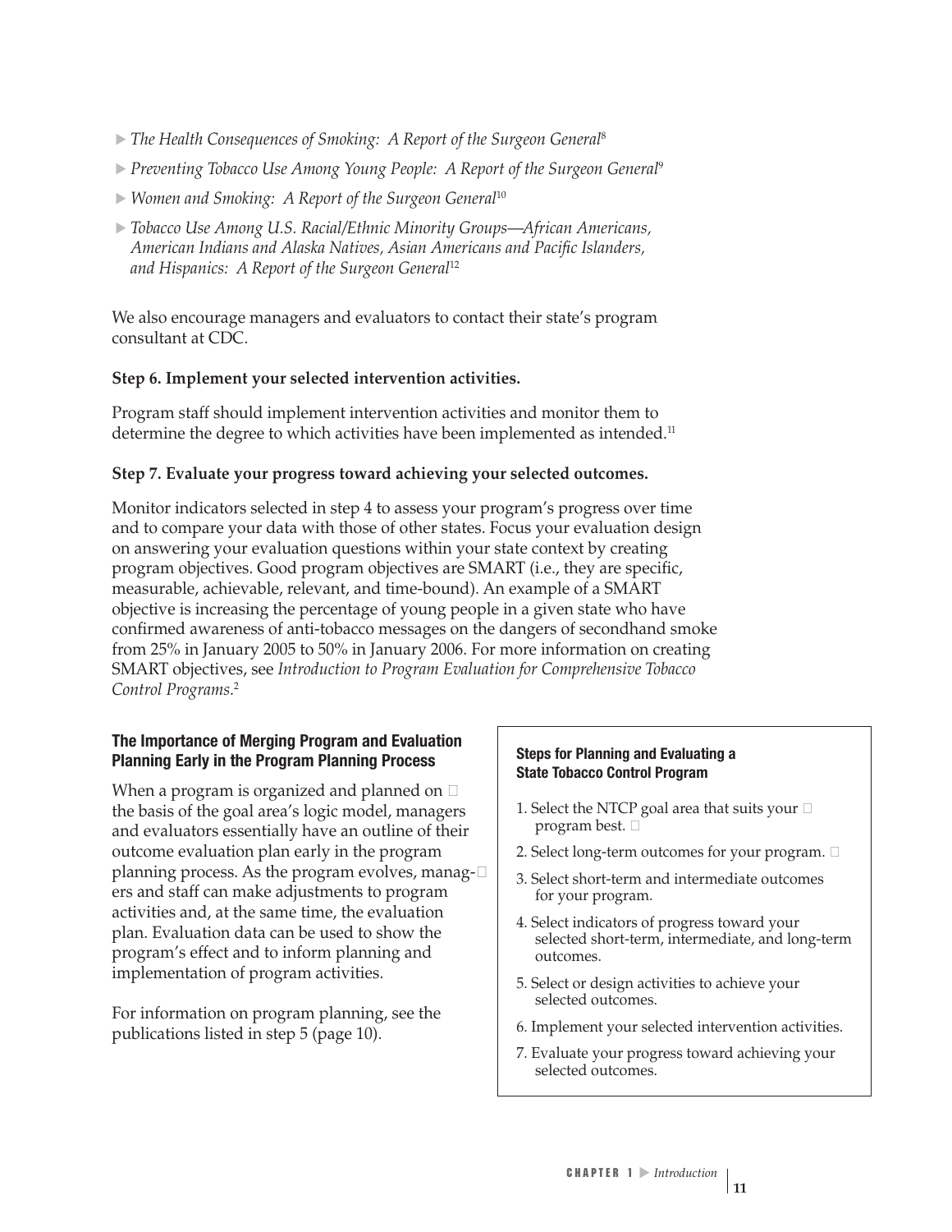- *The Health Consequences of Smoking: A Report of the Surgeon General*[8]
- *Preventing Tobacco Use Among Young People: A Report of the Surgeon General*[9]
- *Women and Smoking: A Report of the Surgeon General*[10]
- *Tobacco Use Among U.S. Racial/Ethnic Minority Groups—African Americans, American Indians and Alaska Natives, Asian Americans and Pacific Islanders, and Hispanics: A Report of the Surgeon General*[12]

We also encourage managers and evaluators to contact their state's program consultant at CDC.

**Step 6. Implement your selected intervention activities.**

Program staff should implement intervention activities and monitor them to determine the degree to which activities have been implemented as intended.[11]

**Step 7. Evaluate your progress toward achieving your selected outcomes.**

Monitor indicators selected in step 4 to assess your program's progress over time and to compare your data with those of other states. Focus your evaluation design on answering your evaluation questions within your state context by creating program objectives. Good program objectives are SMART (i.e., they are specific, measurable, achievable, relevant, and time-bound). An example of a SMART objective is increasing the percentage of young people in a given state who have confirmed awareness of anti-tobacco messages on the dangers of secondhand smoke from 25% in January 2005 to 50% in January 2006. For more information on creating SMART objectives, see *Introduction to Program Evaluation for Comprehensive Tobacco Control Programs*.[2]

### The Importance of Merging Program and Evaluation Planning Early in the Program Planning Process

When a program is organized and planned on the basis of the goal area's logic model, managers and evaluators essentially have an outline of their outcome evaluation plan early in the program planning process. As the program evolves, managers and staff can make adjustments to program activities and, at the same time, the evaluation plan. Evaluation data can be used to show the program's effect and to inform planning and implementation of program activities.

For information on program planning, see the publications listed in step 5 (page 10).

### Steps for Planning and Evaluating a State Tobacco Control Program

1. Select the NTCP goal area that suits your program best.
2. Select long-term outcomes for your program.
3. Select short-term and intermediate outcomes for your program.
4. Select indicators of progress toward your selected short-term, intermediate, and long-term outcomes.
5. Select or design activities to achieve your selected outcomes.
6. Implement your selected intervention activities.
7. Evaluate your progress toward achieving your selected outcomes.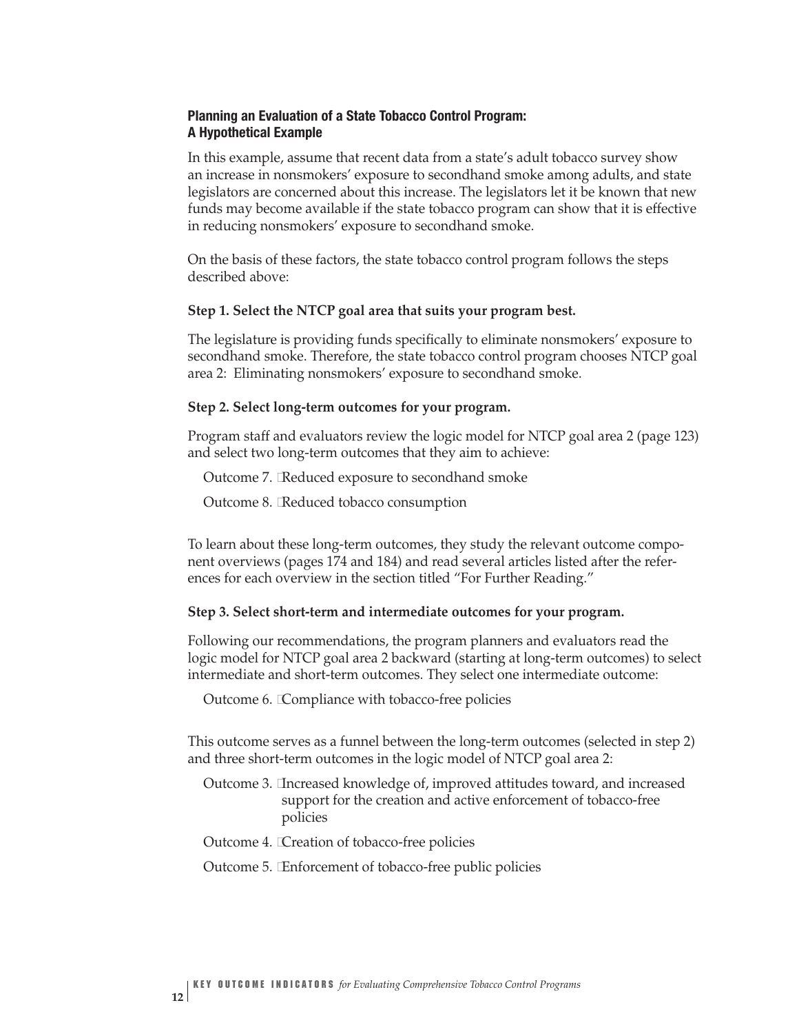### Planning an Evaluation of a State Tobacco Control Program: A Hypothetical Example

In this example, assume that recent data from a state's adult tobacco survey show an increase in nonsmokers' exposure to secondhand smoke among adults, and state legislators are concerned about this increase. The legislators let it be known that new funds may become available if the state tobacco program can show that it is effective in reducing nonsmokers' exposure to secondhand smoke.

On the basis of these factors, the state tobacco control program follows the steps described above:

**Step 1. Select the NTCP goal area that suits your program best.**

The legislature is providing funds specifically to eliminate nonsmokers' exposure to secondhand smoke. Therefore, the state tobacco control program chooses NTCP goal area 2: Eliminating nonsmokers' exposure to secondhand smoke.

**Step 2. Select long-term outcomes for your program.**

Program staff and evaluators review the logic model for NTCP goal area 2 (page 123) and select two long-term outcomes that they aim to achieve:

Outcome 7. Reduced exposure to secondhand smoke

Outcome 8. Reduced tobacco consumption

To learn about these long-term outcomes, they study the relevant outcome component overviews (pages 174 and 184) and read several articles listed after the references for each overview in the section titled "For Further Reading."

**Step 3. Select short-term and intermediate outcomes for your program.**

Following our recommendations, the program planners and evaluators read the logic model for NTCP goal area 2 backward (starting at long-term outcomes) to select intermediate and short-term outcomes. They select one intermediate outcome:

Outcome 6. Compliance with tobacco-free policies

This outcome serves as a funnel between the long-term outcomes (selected in step 2) and three short-term outcomes in the logic model of NTCP goal area 2:

Outcome 3. Increased knowledge of, improved attitudes toward, and increased support for the creation and active enforcement of tobacco-free policies

Outcome 4. Creation of tobacco-free policies

Outcome 5. Enforcement of tobacco-free public policies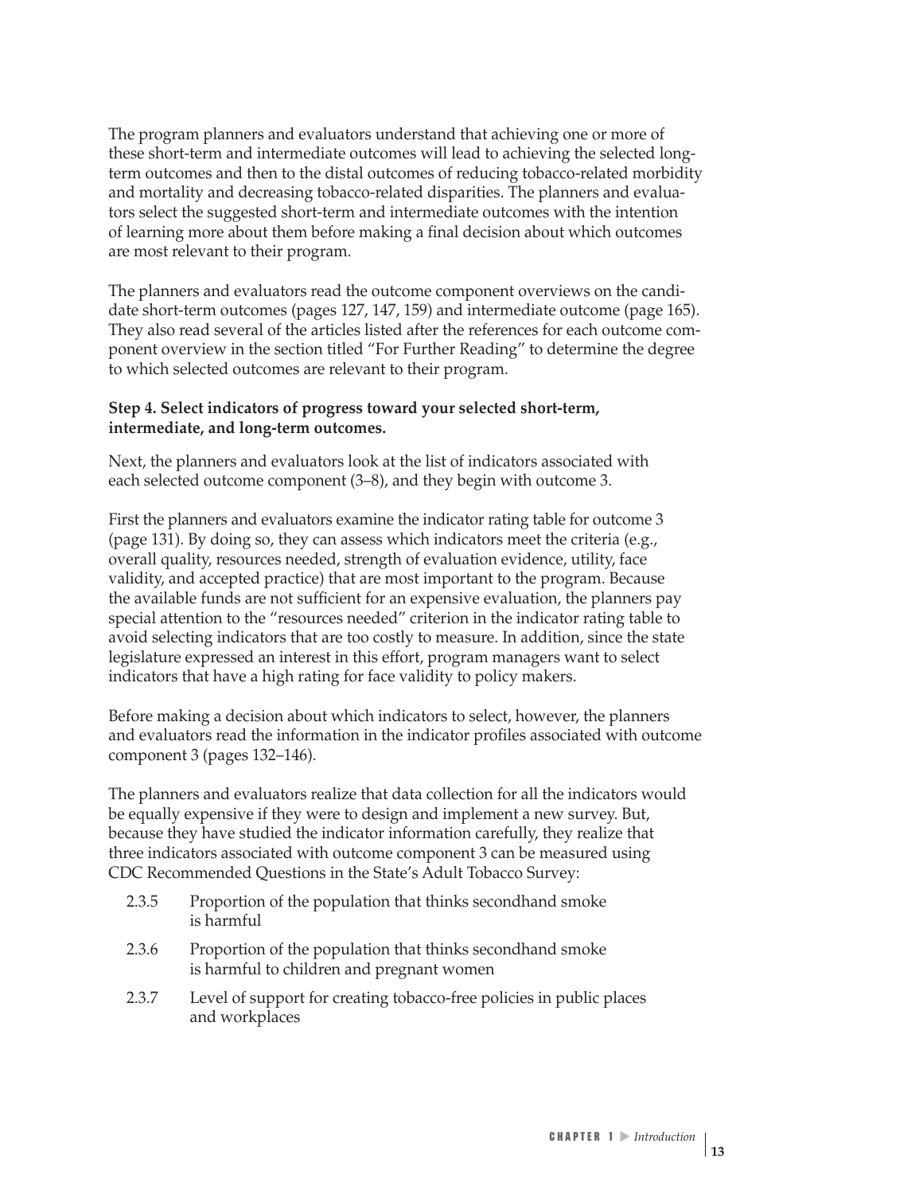The program planners and evaluators understand that achieving one or more of these short-term and intermediate outcomes will lead to achieving the selected long-term outcomes and then to the distal outcomes of reducing tobacco-related morbidity and mortality and decreasing tobacco-related disparities. The planners and evaluators select the suggested short-term and intermediate outcomes with the intention of learning more about them before making a final decision about which outcomes are most relevant to their program.

The planners and evaluators read the outcome component overviews on the candidate short-term outcomes (pages 127, 147, 159) and intermediate outcome (page 165). They also read several of the articles listed after the references for each outcome component overview in the section titled "For Further Reading" to determine the degree to which selected outcomes are relevant to their program.

**Step 4. Select indicators of progress toward your selected short-term, intermediate, and long-term outcomes.**

Next, the planners and evaluators look at the list of indicators associated with each selected outcome component (3–8), and they begin with outcome 3.

First the planners and evaluators examine the indicator rating table for outcome 3 (page 131). By doing so, they can assess which indicators meet the criteria (e.g., overall quality, resources needed, strength of evaluation evidence, utility, face validity, and accepted practice) that are most important to the program. Because the available funds are not sufficient for an expensive evaluation, the planners pay special attention to the "resources needed" criterion in the indicator rating table to avoid selecting indicators that are too costly to measure. In addition, since the state legislature expressed an interest in this effort, program managers want to select indicators that have a high rating for face validity to policy makers.

Before making a decision about which indicators to select, however, the planners and evaluators read the information in the indicator profiles associated with outcome component 3 (pages 132–146).

The planners and evaluators realize that data collection for all the indicators would be equally expensive if they were to design and implement a new survey. But, because they have studied the indicator information carefully, they realize that three indicators associated with outcome component 3 can be measured using CDC Recommended Questions in the State's Adult Tobacco Survey:

- 2.3.5 Proportion of the population that thinks secondhand smoke is harmful
- 2.3.6 Proportion of the population that thinks secondhand smoke is harmful to children and pregnant women
- 2.3.7 Level of support for creating tobacco-free policies in public places and workplaces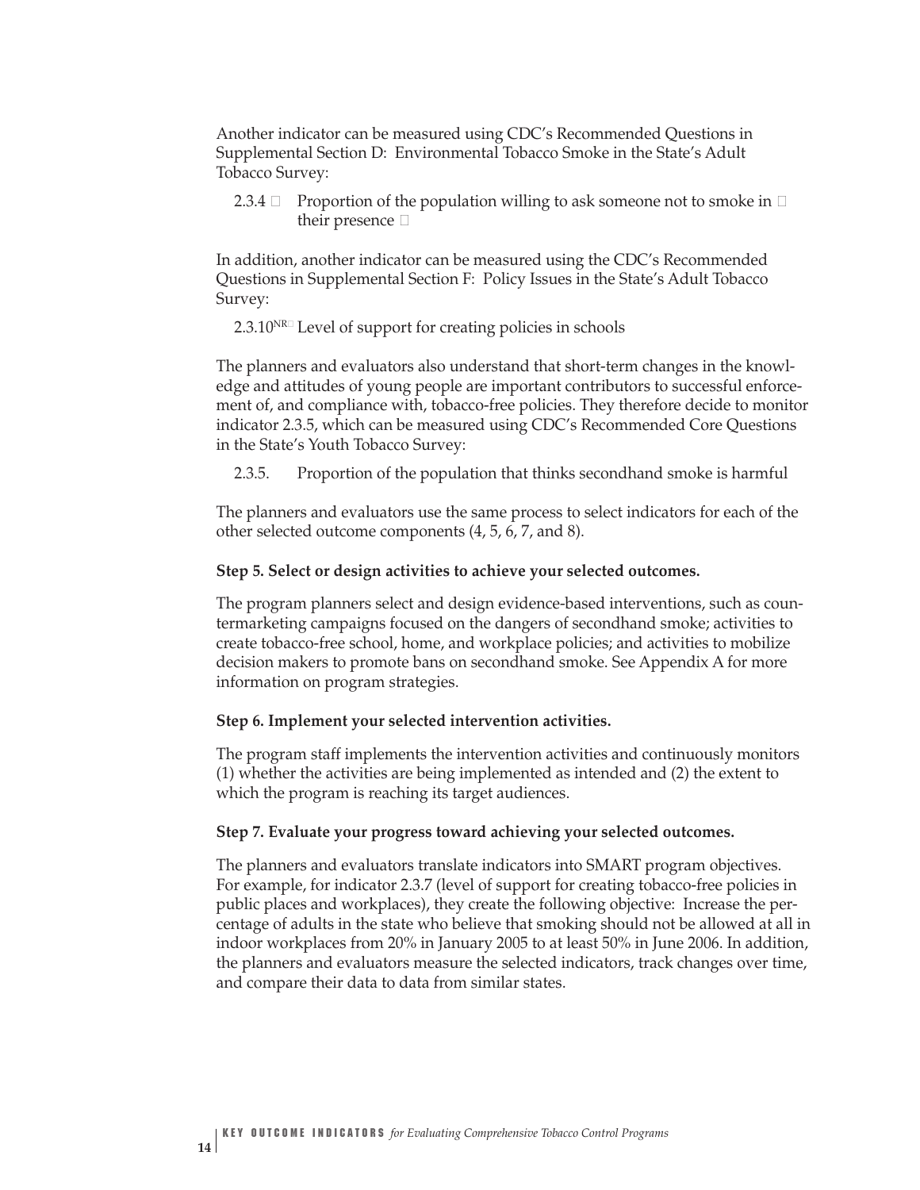Another indicator can be measured using CDC's Recommended Questions in Supplemental Section D: Environmental Tobacco Smoke in the State's Adult Tobacco Survey:

2.3.4 Proportion of the population willing to ask someone not to smoke in their presence

In addition, another indicator can be measured using the CDC's Recommended Questions in Supplemental Section F: Policy Issues in the State's Adult Tobacco Survey:

2.3.10[NR] Level of support for creating policies in schools

The planners and evaluators also understand that short-term changes in the knowledge and attitudes of young people are important contributors to successful enforcement of, and compliance with, tobacco-free policies. They therefore decide to monitor indicator 2.3.5, which can be measured using CDC's Recommended Core Questions in the State's Youth Tobacco Survey:

2.3.5. Proportion of the population that thinks secondhand smoke is harmful

The planners and evaluators use the same process to select indicators for each of the other selected outcome components (4, 5, 6, 7, and 8).

**Step 5. Select or design activities to achieve your selected outcomes.**

The program planners select and design evidence-based interventions, such as countermarketing campaigns focused on the dangers of secondhand smoke; activities to create tobacco-free school, home, and workplace policies; and activities to mobilize decision makers to promote bans on secondhand smoke. See Appendix A for more information on program strategies.

**Step 6. Implement your selected intervention activities.**

The program staff implements the intervention activities and continuously monitors (1) whether the activities are being implemented as intended and (2) the extent to which the program is reaching its target audiences.

**Step 7. Evaluate your progress toward achieving your selected outcomes.**

The planners and evaluators translate indicators into SMART program objectives. For example, for indicator 2.3.7 (level of support for creating tobacco-free policies in public places and workplaces), they create the following objective: Increase the percentage of adults in the state who believe that smoking should not be allowed at all in indoor workplaces from 20% in January 2005 to at least 50% in June 2006. In addition, the planners and evaluators measure the selected indicators, track changes over time, and compare their data to data from similar states.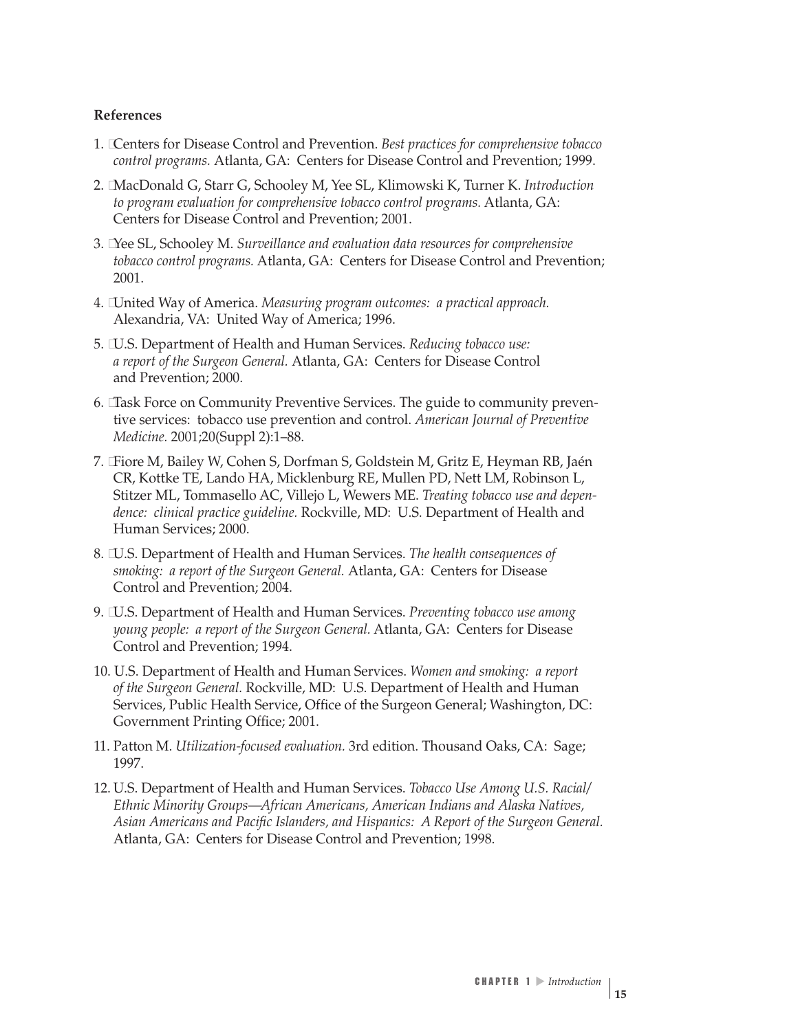**References**

1. Centers for Disease Control and Prevention. *Best practices for comprehensive tobacco control programs.* Atlanta, GA: Centers for Disease Control and Prevention; 1999.
2. MacDonald G, Starr G, Schooley M, Yee SL, Klimowski K, Turner K. *Introduction to program evaluation for comprehensive tobacco control programs.* Atlanta, GA: Centers for Disease Control and Prevention; 2001.
3. Yee SL, Schooley M. *Surveillance and evaluation data resources for comprehensive tobacco control programs.* Atlanta, GA: Centers for Disease Control and Prevention; 2001.
4. United Way of America. *Measuring program outcomes: a practical approach.* Alexandria, VA: United Way of America; 1996.
5. U.S. Department of Health and Human Services. *Reducing tobacco use: a report of the Surgeon General.* Atlanta, GA: Centers for Disease Control and Prevention; 2000.
6. Task Force on Community Preventive Services. The guide to community preventive services: tobacco use prevention and control. *American Journal of Preventive Medicine.* 2001;20(Suppl 2):1–88.
7. Fiore M, Bailey W, Cohen S, Dorfman S, Goldstein M, Gritz E, Heyman RB, Jaén CR, Kottke TE, Lando HA, Micklenburg RE, Mullen PD, Nett LM, Robinson L, Stitzer ML, Tommasello AC, Villejo L, Wewers ME. *Treating tobacco use and dependence: clinical practice guideline.* Rockville, MD: U.S. Department of Health and Human Services; 2000.
8. U.S. Department of Health and Human Services. *The health consequences of smoking: a report of the Surgeon General.* Atlanta, GA: Centers for Disease Control and Prevention; 2004.
9. U.S. Department of Health and Human Services. *Preventing tobacco use among young people: a report of the Surgeon General.* Atlanta, GA: Centers for Disease Control and Prevention; 1994.
10. U.S. Department of Health and Human Services. *Women and smoking: a report of the Surgeon General.* Rockville, MD: U.S. Department of Health and Human Services, Public Health Service, Office of the Surgeon General; Washington, DC: Government Printing Office; 2001.
11. Patton M. *Utilization-focused evaluation.* 3rd edition. Thousand Oaks, CA: Sage; 1997.
12. U.S. Department of Health and Human Services. *Tobacco Use Among U.S. Racial/Ethnic Minority Groups—African Americans, American Indians and Alaska Natives, Asian Americans and Pacific Islanders, and Hispanics: A Report of the Surgeon General.* Atlanta, GA: Centers for Disease Control and Prevention; 1998.